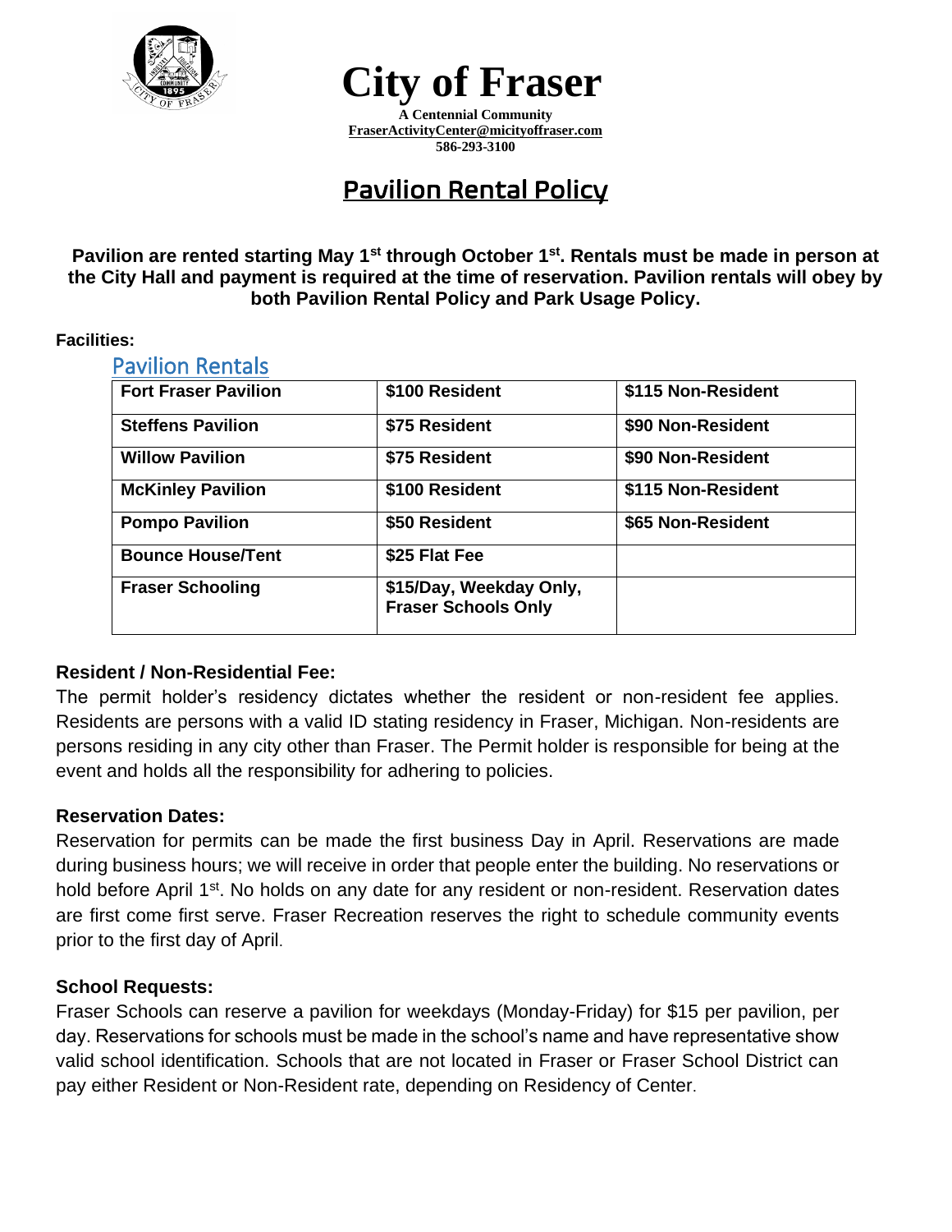# City of Fraser

**A Centennial Community**
**FraserActivityCenter@micityoffraser.com**
**586-293-3100**

## Pavilion Rental Policy

**Pavilion are rented starting May 1st through October 1st. Rentals must be made in person at the City Hall and payment is required at the time of reservation. Pavilion rentals will obey by both Pavilion Rental Policy and Park Usage Policy.**

**Facilities:**

### Pavilion Rentals

| Fort Fraser Pavilion | $100 Resident | $115 Non-Resident |
|---|---|---|
| **Steffens Pavilion** | **$75 Resident** | **$90 Non-Resident** |
| **Willow Pavilion** | **$75 Resident** | **$90 Non-Resident** |
| **McKinley Pavilion** | **$100 Resident** | **$115 Non-Resident** |
| **Pompo Pavilion** | **$50 Resident** | **$65 Non-Resident** |
| **Bounce House/Tent** | **$25 Flat Fee** | |
| **Fraser Schooling** | **$15/Day, Weekday Only, Fraser Schools Only** | |

**Resident / Non-Residential Fee:**

The permit holder's residency dictates whether the resident or non-resident fee applies. Residents are persons with a valid ID stating residency in Fraser, Michigan. Non-residents are persons residing in any city other than Fraser. The Permit holder is responsible for being at the event and holds all the responsibility for adhering to policies.

**Reservation Dates:**

Reservation for permits can be made the first business Day in April. Reservations are made during business hours; we will receive in order that people enter the building. No reservations or hold before April 1st. No holds on any date for any resident or non-resident. Reservation dates are first come first serve. Fraser Recreation reserves the right to schedule community events prior to the first day of April.

**School Requests:**

Fraser Schools can reserve a pavilion for weekdays (Monday-Friday) for $15 per pavilion, per day. Reservations for schools must be made in the school's name and have representative show valid school identification. Schools that are not located in Fraser or Fraser School District can pay either Resident or Non-Resident rate, depending on Residency of Center.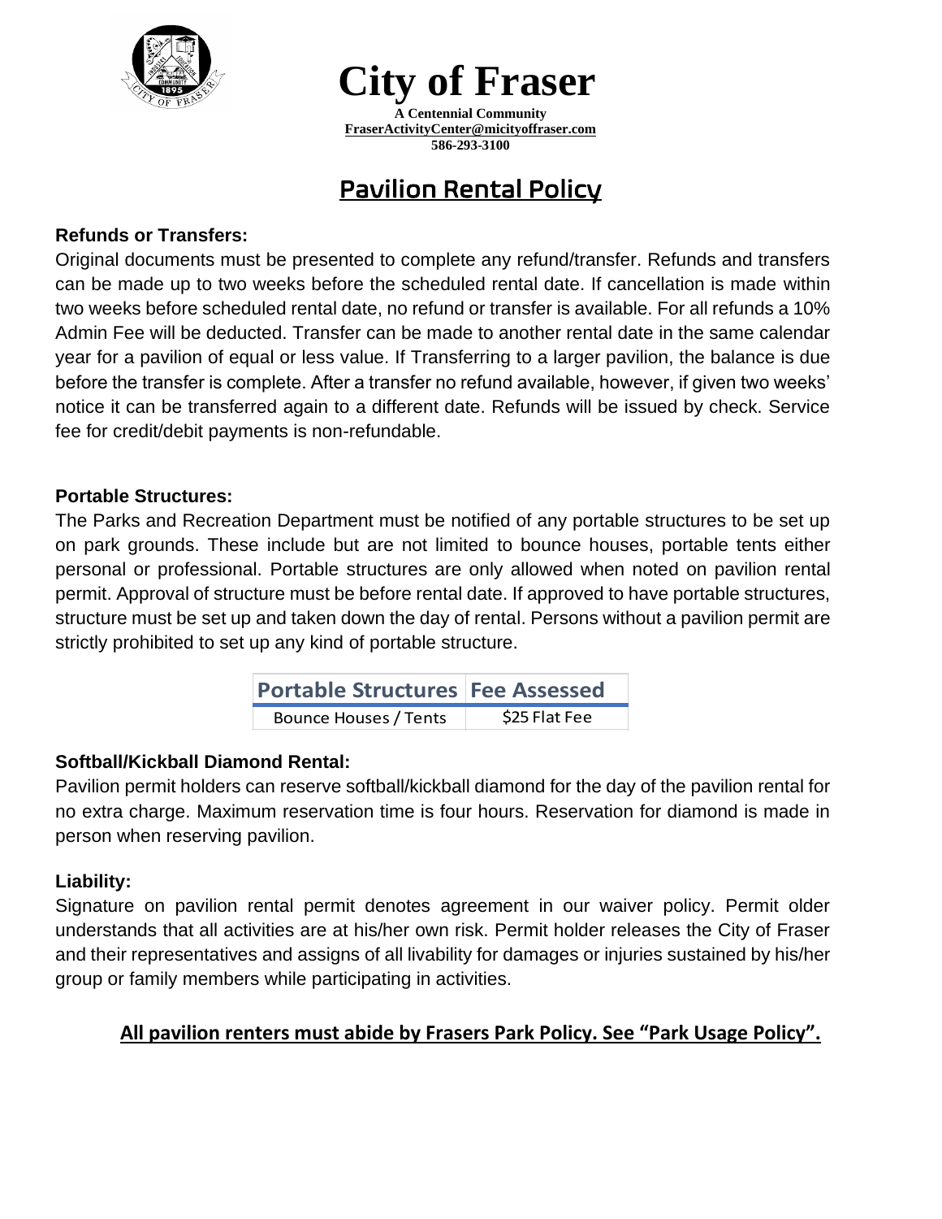# City of Fraser

**A Centennial Community**
**FraserActivityCenter@micityoffraser.com**
**586-293-3100**

## Pavilion Rental Policy

**Refunds or Transfers:**

Original documents must be presented to complete any refund/transfer. Refunds and transfers can be made up to two weeks before the scheduled rental date. If cancellation is made within two weeks before scheduled rental date, no refund or transfer is available. For all refunds a 10% Admin Fee will be deducted. Transfer can be made to another rental date in the same calendar year for a pavilion of equal or less value. If Transferring to a larger pavilion, the balance is due before the transfer is complete. After a transfer no refund available, however, if given two weeks' notice it can be transferred again to a different date. Refunds will be issued by check. Service fee for credit/debit payments is non-refundable.

**Portable Structures:**

The Parks and Recreation Department must be notified of any portable structures to be set up on park grounds. These include but are not limited to bounce houses, portable tents either personal or professional. Portable structures are only allowed when noted on pavilion rental permit. Approval of structure must be before rental date. If approved to have portable structures, structure must be set up and taken down the day of rental. Persons without a pavilion permit are strictly prohibited to set up any kind of portable structure.

| Portable Structures | Fee Assessed |
|---|---|
| Bounce Houses / Tents | $25 Flat Fee |

**Softball/Kickball Diamond Rental:**

Pavilion permit holders can reserve softball/kickball diamond for the day of the pavilion rental for no extra charge. Maximum reservation time is four hours. Reservation for diamond is made in person when reserving pavilion.

**Liability:**

Signature on pavilion rental permit denotes agreement in our waiver policy. Permit older understands that all activities are at his/her own risk. Permit holder releases the City of Fraser and their representatives and assigns of all livability for damages or injuries sustained by his/her group or family members while participating in activities.

**All pavilion renters must abide by Frasers Park Policy. See "Park Usage Policy".**